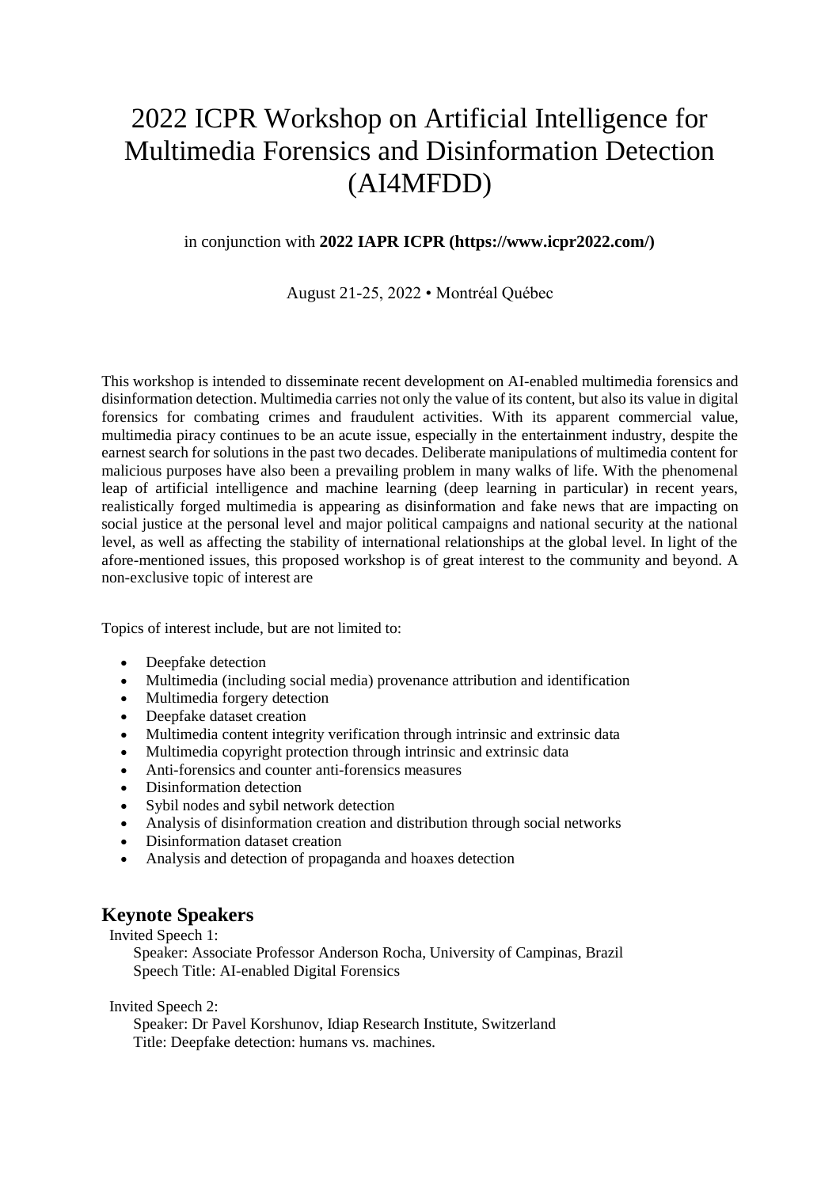# 2022 ICPR Workshop on Artificial Intelligence for Multimedia Forensics and Disinformation Detection (AI4MFDD)

in conjunction with **2022 IAPR ICPR (https://www.icpr2022.com/)**

August 21-25, 2022 • Montréal Québec

This workshop is intended to disseminate recent development on AI-enabled multimedia forensics and disinformation detection. Multimedia carries not only the value of its content, but also its value in digital forensics for combating crimes and fraudulent activities. With its apparent commercial value, multimedia piracy continues to be an acute issue, especially in the entertainment industry, despite the earnest search for solutions in the past two decades. Deliberate manipulations of multimedia content for malicious purposes have also been a prevailing problem in many walks of life. With the phenomenal leap of artificial intelligence and machine learning (deep learning in particular) in recent years, realistically forged multimedia is appearing as disinformation and fake news that are impacting on social justice at the personal level and major political campaigns and national security at the national level, as well as affecting the stability of international relationships at the global level. In light of the afore-mentioned issues, this proposed workshop is of great interest to the community and beyond. A non-exclusive topic of interest are

Topics of interest include, but are not limited to:

- Deepfake detection
- Multimedia (including social media) provenance attribution and identification
- Multimedia forgery detection
- Deepfake dataset creation
- Multimedia content integrity verification through intrinsic and extrinsic data
- Multimedia copyright protection through intrinsic and extrinsic data
- Anti-forensics and counter anti-forensics measures
- Disinformation detection
- Sybil nodes and sybil network detection
- Analysis of disinformation creation and distribution through social networks
- Disinformation dataset creation
- Analysis and detection of propaganda and hoaxes detection

## Keynote Speakers

Invited Speech 1:

Speaker: Associate Professor Anderson Rocha, University of Campinas, Brazil
Speech Title: AI-enabled Digital Forensics

Invited Speech 2:

Speaker: Dr Pavel Korshunov, Idiap Research Institute, Switzerland
Title: Deepfake detection: humans vs. machines.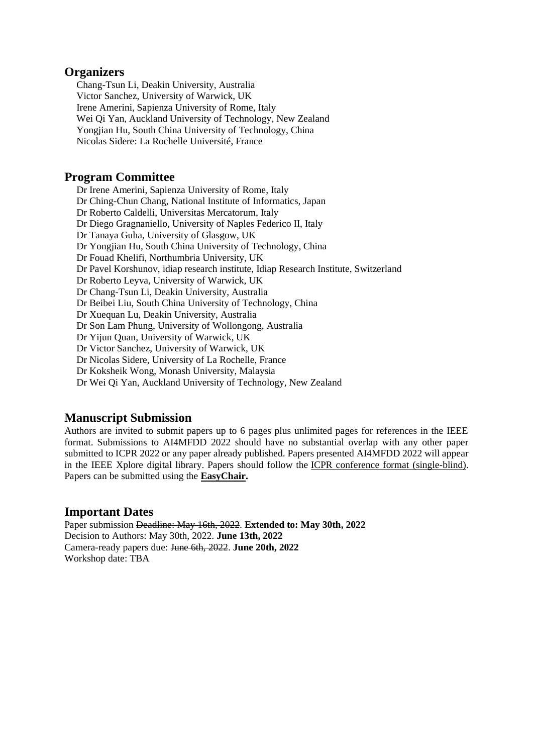## Organizers

Chang-Tsun Li, Deakin University, Australia
Victor Sanchez, University of Warwick, UK
Irene Amerini, Sapienza University of Rome, Italy
Wei Qi Yan, Auckland University of Technology, New Zealand
Yongjian Hu, South China University of Technology, China
Nicolas Sidere: La Rochelle Université, France

## Program Committee

Dr Irene Amerini, Sapienza University of Rome, Italy
Dr Ching-Chun Chang, National Institute of Informatics, Japan
Dr Roberto Caldelli, Universitas Mercatorum, Italy
Dr Diego Gragnaniello, University of Naples Federico II, Italy
Dr Tanaya Guha, University of Glasgow, UK
Dr Yongjian Hu, South China University of Technology, China
Dr Fouad Khelifi, Northumbria University, UK
Dr Pavel Korshunov, idiap research institute, Idiap Research Institute, Switzerland
Dr Roberto Leyva, University of Warwick, UK
Dr Chang-Tsun Li, Deakin University, Australia
Dr Beibei Liu, South China University of Technology, China
Dr Xuequan Lu, Deakin University, Australia
Dr Son Lam Phung, University of Wollongong, Australia
Dr Yijun Quan, University of Warwick, UK
Dr Victor Sanchez, University of Warwick, UK
Dr Nicolas Sidere, University of La Rochelle, France
Dr Koksheik Wong, Monash University, Malaysia
Dr Wei Qi Yan, Auckland University of Technology, New Zealand

## Manuscript Submission

Authors are invited to submit papers up to 6 pages plus unlimited pages for references in the IEEE format. Submissions to AI4MFDD 2022 should have no substantial overlap with any other paper submitted to ICPR 2022 or any paper already published. Papers presented AI4MFDD 2022 will appear in the IEEE Xplore digital library. Papers should follow the ICPR conference format (single-blind). Papers can be submitted using the **EasyChair.**

## Important Dates

Paper submission ~~Deadline: May 16th, 2022~~. **Extended to: May 30th, 2022**
Decision to Authors: May 30th, 2022. **June 13th, 2022**
Camera-ready papers due: ~~June 6th, 2022~~. **June 20th, 2022**
Workshop date: TBA